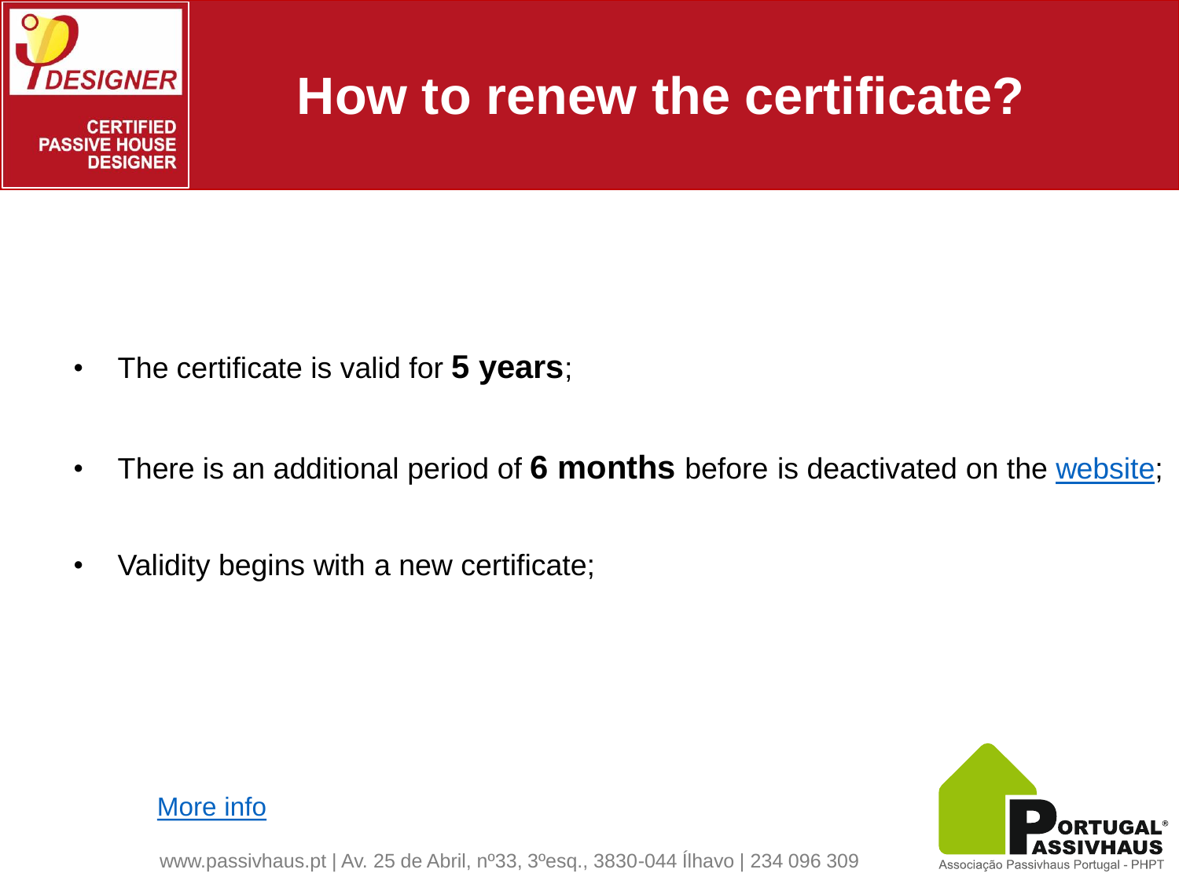# How to renew the certificate?

- The certificate is valid for **5 years**;
- There is an additional period of **6 months** before is deactivated on the website;
- Validity begins with a new certificate;

More info

www.passivhaus.pt | Av. 25 de Abril, nº33, 3ºesq., 3830-044 Ílhavo | 234 096 309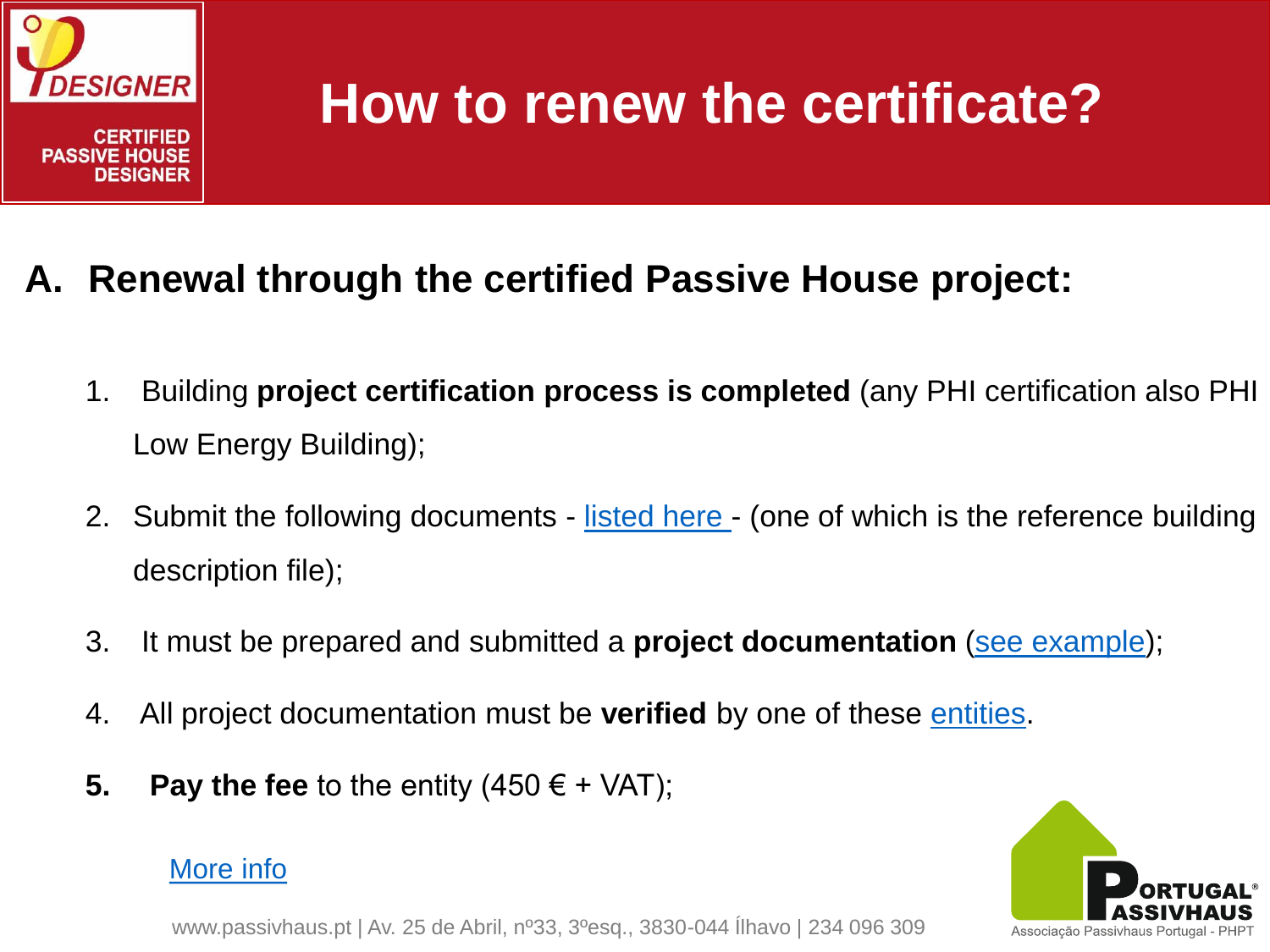# How to renew the certificate?

## A. Renewal through the certified Passive House project:

1. Building **project certification process is completed** (any PHI certification also PHI Low Energy Building);
2. Submit the following documents - listed here - (one of which is the reference building description file);
3. It must be prepared and submitted a **project documentation** (see example);
4. All project documentation must be **verified** by one of these entities.
5. **Pay the fee** to the entity (450 € + VAT);

More info

www.passivhaus.pt | Av. 25 de Abril, nº33, 3ºesq., 3830-044 Ílhavo | 234 096 309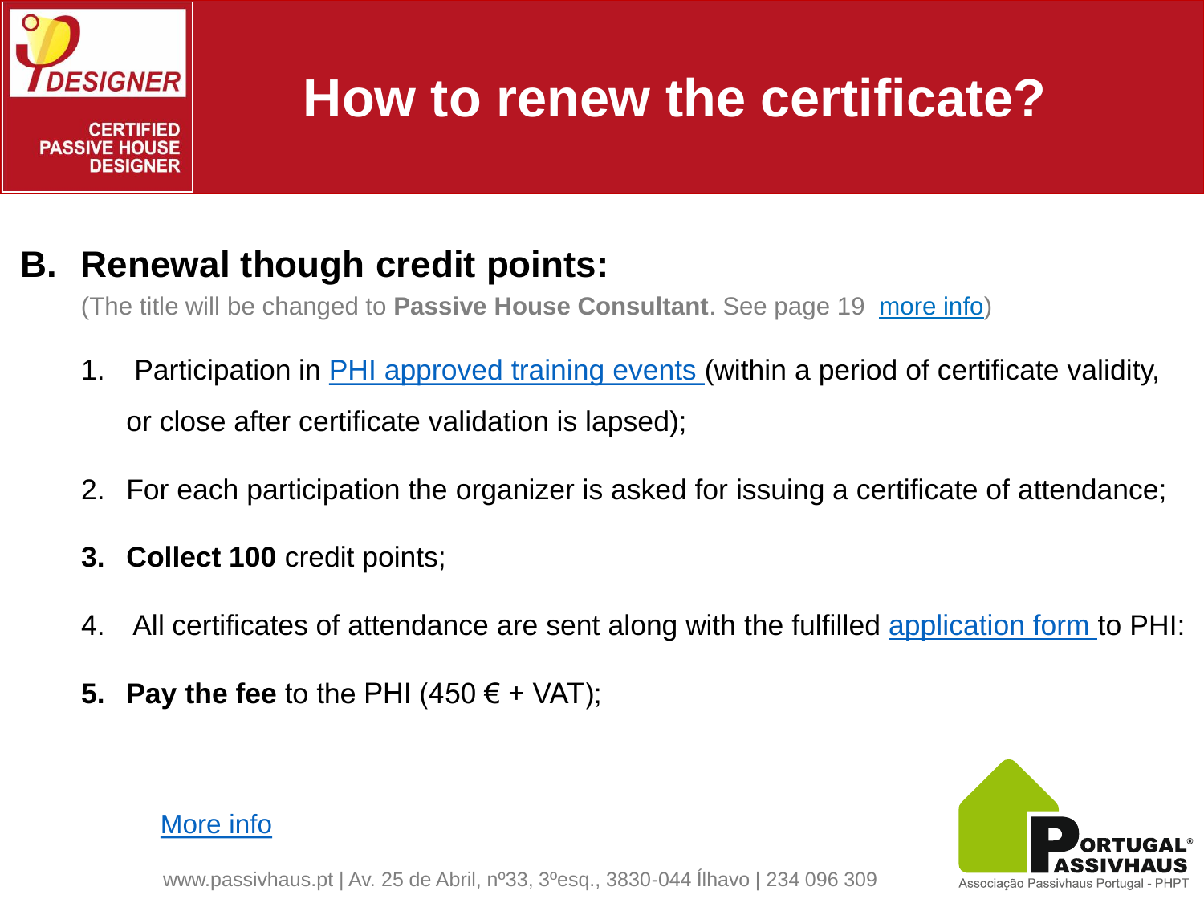# How to renew the certificate?

## B. Renewal though credit points:

(The title will be changed to **Passive House Consultant**. See page 19 more info)

1. Participation in PHI approved training events (within a period of certificate validity, or close after certificate validation is lapsed);
2. For each participation the organizer is asked for issuing a certificate of attendance;
3. **Collect 100** credit points;
4. All certificates of attendance are sent along with the fulfilled application form to PHI:
5. **Pay the fee** to the PHI (450 € + VAT);

More info

www.passivhaus.pt | Av. 25 de Abril, nº33, 3ºesq., 3830-044 Ílhavo | 234 096 309